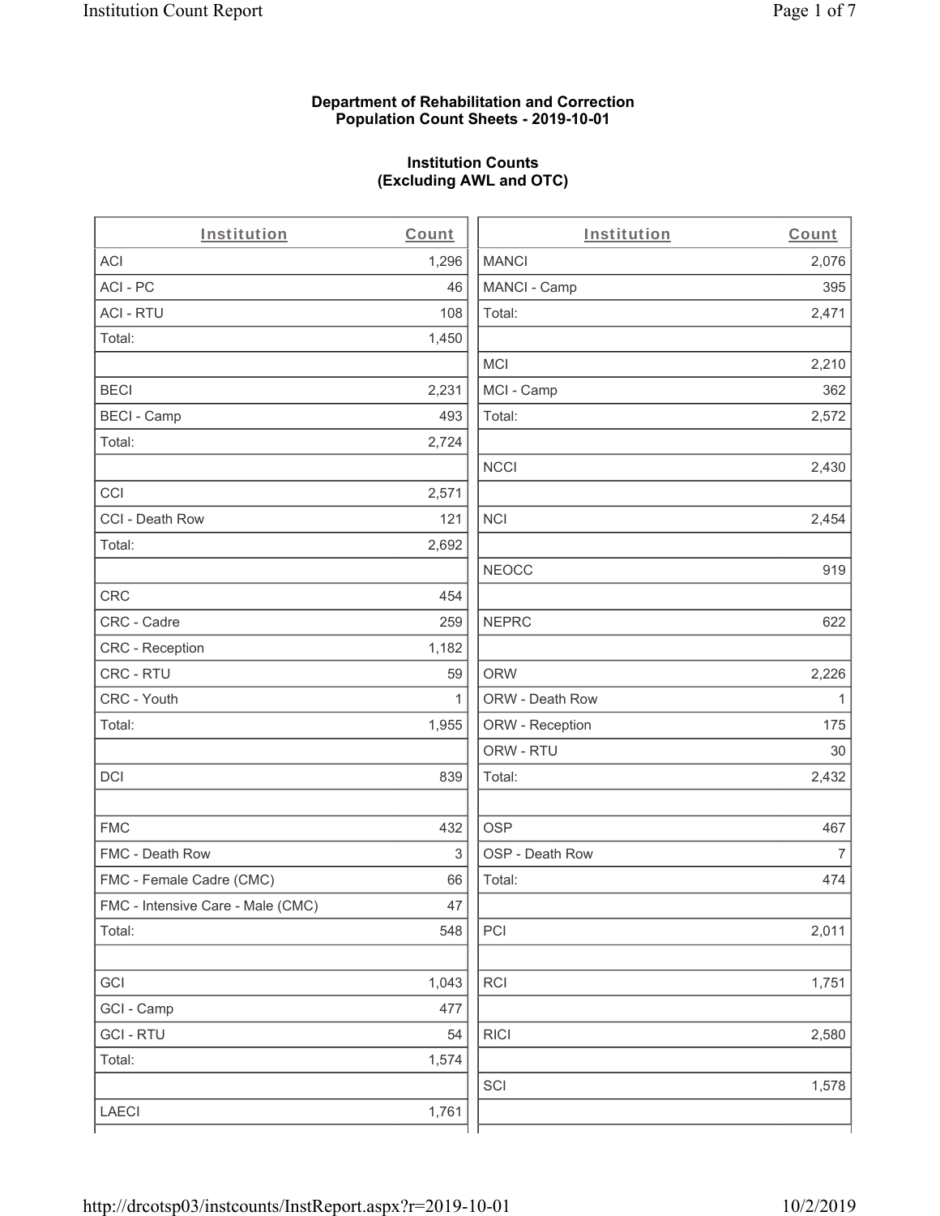**Department of Rehabilitation and Correction**
**Population Count Sheets - 2019-10-01**

**Institution Counts**
**(Excluding AWL and OTC)**

| Institution | Count |
|---|---|
| ACI | 1,296 |
| ACI - PC | 46 |
| ACI - RTU | 108 |
| Total: | 1,450 |
| | |
| BECI | 2,231 |
| BECI - Camp | 493 |
| Total: | 2,724 |
| | |
| CCI | 2,571 |
| CCI - Death Row | 121 |
| Total: | 2,692 |
| | |
| CRC | 454 |
| CRC - Cadre | 259 |
| CRC - Reception | 1,182 |
| CRC - RTU | 59 |
| CRC - Youth | 1 |
| Total: | 1,955 |
| | |
| DCI | 839 |
| | |
| FMC | 432 |
| FMC - Death Row | 3 |
| FMC - Female Cadre (CMC) | 66 |
| FMC - Intensive Care - Male (CMC) | 47 |
| Total: | 548 |
| | |
| GCI | 1,043 |
| GCI - Camp | 477 |
| GCI - RTU | 54 |
| Total: | 1,574 |
| | |
| LAECI | 1,761 |

| Institution | Count |
|---|---|
| MANCI | 2,076 |
| MANCI - Camp | 395 |
| Total: | 2,471 |
| | |
| MCI | 2,210 |
| MCI - Camp | 362 |
| Total: | 2,572 |
| | |
| NCCI | 2,430 |
| | |
| NCI | 2,454 |
| | |
| NEOCC | 919 |
| | |
| NEPRC | 622 |
| | |
| ORW | 2,226 |
| ORW - Death Row | 1 |
| ORW - Reception | 175 |
| ORW - RTU | 30 |
| Total: | 2,432 |
| | |
| OSP | 467 |
| OSP - Death Row | 7 |
| Total: | 474 |
| | |
| PCI | 2,011 |
| | |
| RCI | 1,751 |
| | |
| RICI | 2,580 |
| | |
| SCI | 1,578 |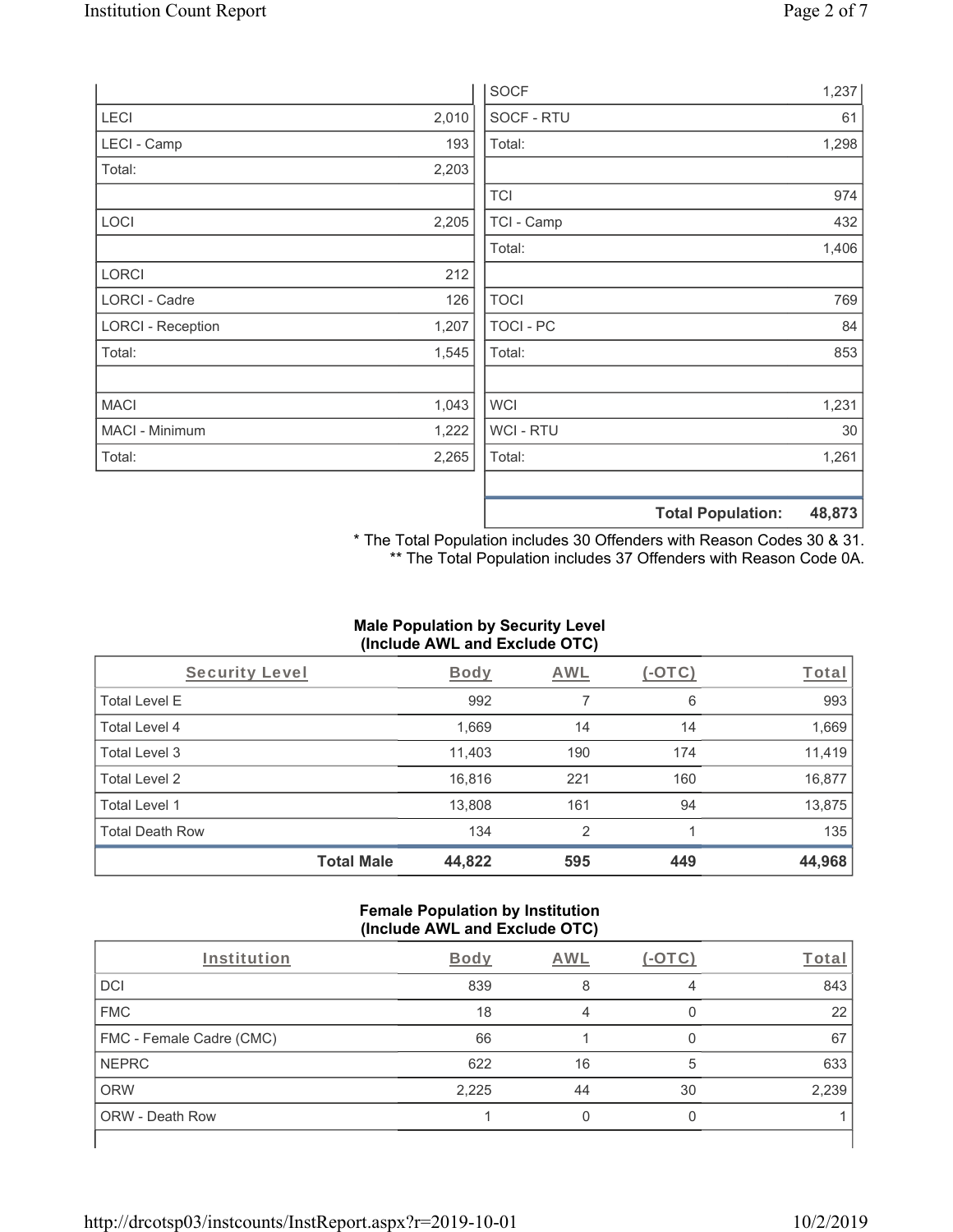| | |
|---|---|
| LECI | 2,010 |
| LECI - Camp | 193 |
| Total: | 2,203 |
| | |
| LOCI | 2,205 |
| | |
| LORCI | 212 |
| LORCI - Cadre | 126 |
| LORCI - Reception | 1,207 |
| Total: | 1,545 |
| | |
| MACI | 1,043 |
| MACI - Minimum | 1,222 |
| Total: | 2,265 |

| | |
|---|---|
| SOCF | 1,237 |
| SOCF - RTU | 61 |
| Total: | 1,298 |
| | |
| TCI | 974 |
| TCI - Camp | 432 |
| Total: | 1,406 |
| | |
| TOCI | 769 |
| TOCI - PC | 84 |
| Total: | 853 |
| | |
| WCI | 1,231 |
| WCI - RTU | 30 |
| Total: | 1,261 |
| | |
| **Total Population:** | **48,873** |

\* The Total Population includes 30 Offenders with Reason Codes 30 & 31.
\*\* The Total Population includes 37 Offenders with Reason Code 0A.

**Male Population by Security Level (Include AWL and Exclude OTC)**

| Security Level | Body | AWL | (-OTC) | Total |
|---|---|---|---|---|
| Total Level E | 992 | 7 | 6 | 993 |
| Total Level 4 | 1,669 | 14 | 14 | 1,669 |
| Total Level 3 | 11,403 | 190 | 174 | 11,419 |
| Total Level 2 | 16,816 | 221 | 160 | 16,877 |
| Total Level 1 | 13,808 | 161 | 94 | 13,875 |
| Total Death Row | 134 | 2 | 1 | 135 |
| **Total Male** | **44,822** | **595** | **449** | **44,968** |

**Female Population by Institution (Include AWL and Exclude OTC)**

| Institution | Body | AWL | (-OTC) | Total |
|---|---|---|---|---|
| DCI | 839 | 8 | 4 | 843 |
| FMC | 18 | 4 | 0 | 22 |
| FMC - Female Cadre (CMC) | 66 | 1 | 0 | 67 |
| NEPRC | 622 | 16 | 5 | 633 |
| ORW | 2,225 | 44 | 30 | 2,239 |
| ORW - Death Row | 1 | 0 | 0 | 1 |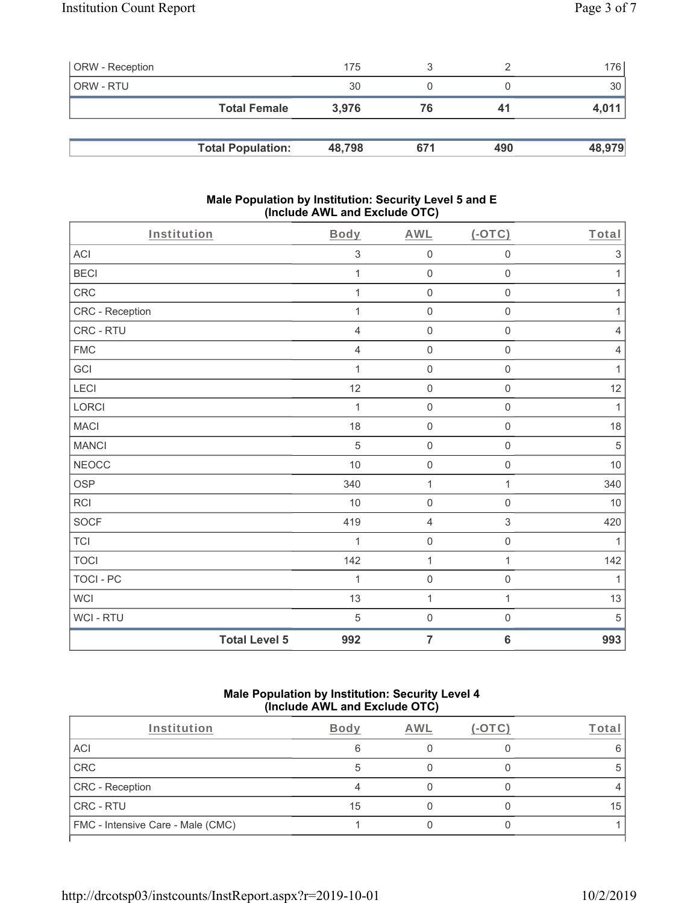| ORW - Reception | 175 | 3 | 2 | 176 |
|---|---|---|---|---|
| ORW - RTU | 30 | 0 | 0 | 30 |
| **Total Female** | **3,976** | **76** | **41** | **4,011** |
| | | | | |
| **Total Population:** | **48,798** | **671** | **490** | **48,979** |

### Male Population by Institution: Security Level 5 and E (Include AWL and Exclude OTC)

| Institution | Body | AWL | (-OTC) | Total |
|---|---|---|---|---|
| ACI | 3 | 0 | 0 | 3 |
| BECI | 1 | 0 | 0 | 1 |
| CRC | 1 | 0 | 0 | 1 |
| CRC - Reception | 1 | 0 | 0 | 1 |
| CRC - RTU | 4 | 0 | 0 | 4 |
| FMC | 4 | 0 | 0 | 4 |
| GCI | 1 | 0 | 0 | 1 |
| LECI | 12 | 0 | 0 | 12 |
| LORCI | 1 | 0 | 0 | 1 |
| MACI | 18 | 0 | 0 | 18 |
| MANCI | 5 | 0 | 0 | 5 |
| NEOCC | 10 | 0 | 0 | 10 |
| OSP | 340 | 1 | 1 | 340 |
| RCI | 10 | 0 | 0 | 10 |
| SOCF | 419 | 4 | 3 | 420 |
| TCI | 1 | 0 | 0 | 1 |
| TOCI | 142 | 1 | 1 | 142 |
| TOCI - PC | 1 | 0 | 0 | 1 |
| WCI | 13 | 1 | 1 | 13 |
| WCI - RTU | 5 | 0 | 0 | 5 |
| **Total Level 5** | **992** | **7** | **6** | **993** |

### Male Population by Institution: Security Level 4 (Include AWL and Exclude OTC)

| Institution | Body | AWL | (-OTC) | Total |
|---|---|---|---|---|
| ACI | 6 | 0 | 0 | 6 |
| CRC | 5 | 0 | 0 | 5 |
| CRC - Reception | 4 | 0 | 0 | 4 |
| CRC - RTU | 15 | 0 | 0 | 15 |
| FMC - Intensive Care - Male (CMC) | 1 | 0 | 0 | 1 |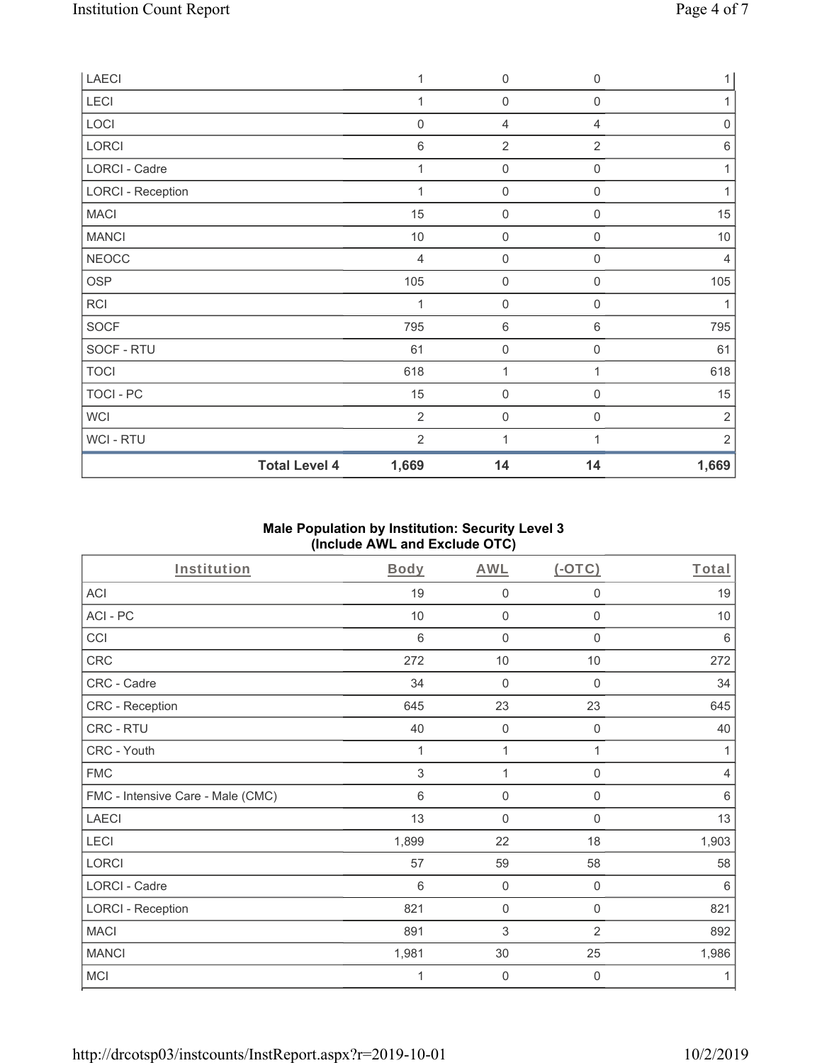| | Body | AWL | (-OTC) | Total |
|---|---|---|---|---|
| LAECI | 1 | 0 | 0 | 1 |
| LECI | 1 | 0 | 0 | 1 |
| LOCI | 0 | 4 | 4 | 0 |
| LORCI | 6 | 2 | 2 | 6 |
| LORCI - Cadre | 1 | 0 | 0 | 1 |
| LORCI - Reception | 1 | 0 | 0 | 1 |
| MACI | 15 | 0 | 0 | 15 |
| MANCI | 10 | 0 | 0 | 10 |
| NEOCC | 4 | 0 | 0 | 4 |
| OSP | 105 | 0 | 0 | 105 |
| RCI | 1 | 0 | 0 | 1 |
| SOCF | 795 | 6 | 6 | 795 |
| SOCF - RTU | 61 | 0 | 0 | 61 |
| TOCI | 618 | 1 | 1 | 618 |
| TOCI - PC | 15 | 0 | 0 | 15 |
| WCI | 2 | 0 | 0 | 2 |
| WCI - RTU | 2 | 1 | 1 | 2 |
| **Total Level 4** | **1,669** | **14** | **14** | **1,669** |

### Male Population by Institution: Security Level 3 (Include AWL and Exclude OTC)

| Institution | Body | AWL | (-OTC) | Total |
|---|---|---|---|---|
| ACI | 19 | 0 | 0 | 19 |
| ACI - PC | 10 | 0 | 0 | 10 |
| CCI | 6 | 0 | 0 | 6 |
| CRC | 272 | 10 | 10 | 272 |
| CRC - Cadre | 34 | 0 | 0 | 34 |
| CRC - Reception | 645 | 23 | 23 | 645 |
| CRC - RTU | 40 | 0 | 0 | 40 |
| CRC - Youth | 1 | 1 | 1 | 1 |
| FMC | 3 | 1 | 0 | 4 |
| FMC - Intensive Care - Male (CMC) | 6 | 0 | 0 | 6 |
| LAECI | 13 | 0 | 0 | 13 |
| LECI | 1,899 | 22 | 18 | 1,903 |
| LORCI | 57 | 59 | 58 | 58 |
| LORCI - Cadre | 6 | 0 | 0 | 6 |
| LORCI - Reception | 821 | 0 | 0 | 821 |
| MACI | 891 | 3 | 2 | 892 |
| MANCI | 1,981 | 30 | 25 | 1,986 |
| MCI | 1 | 0 | 0 | 1 |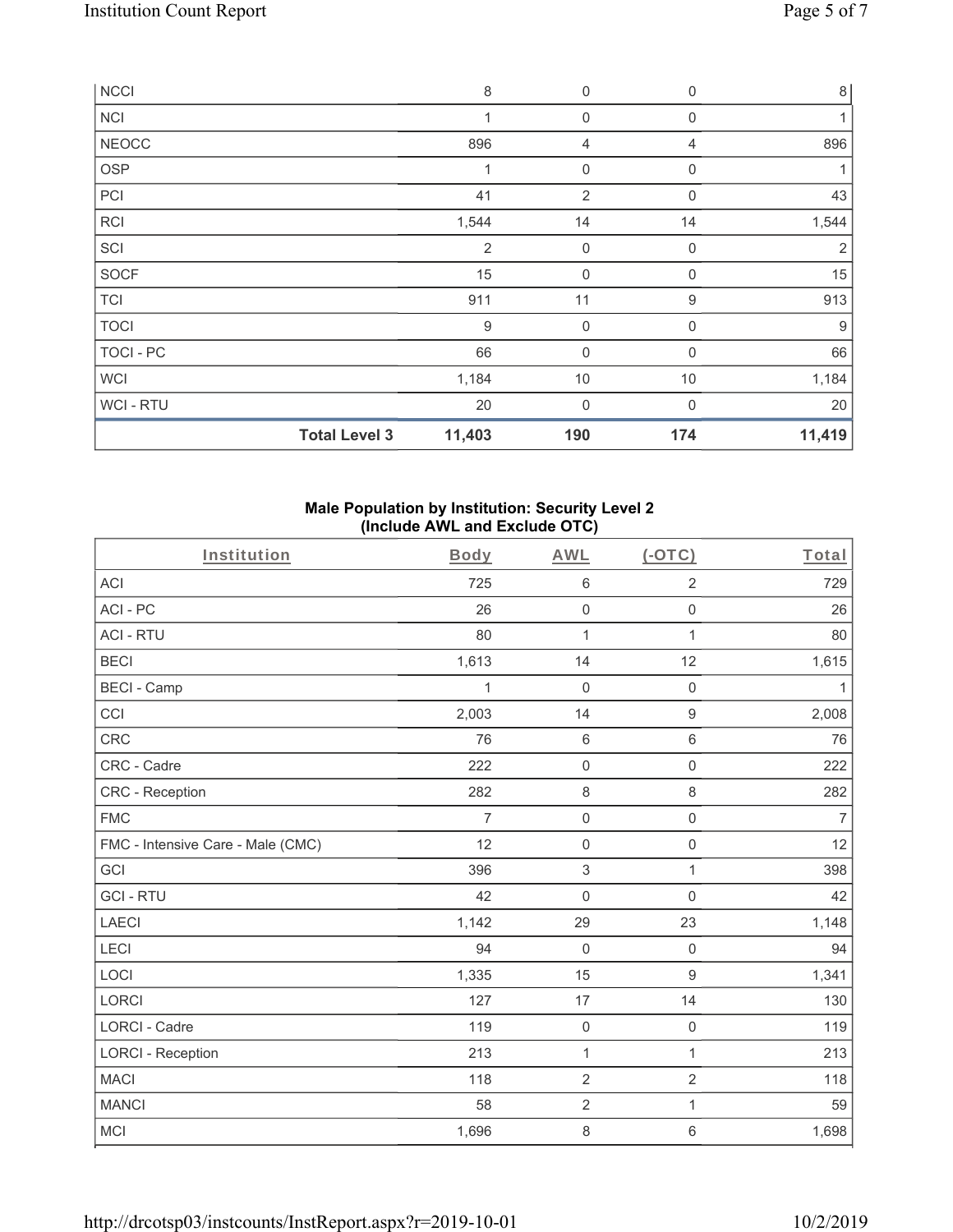| NCCI | | 8 | 0 | 0 | 8 |
|---|---|---|---|---|---|
| NCI | | 1 | 0 | 0 | 1 |
| NEOCC | | 896 | 4 | 4 | 896 |
| OSP | | 1 | 0 | 0 | 1 |
| PCI | | 41 | 2 | 0 | 43 |
| RCI | | 1,544 | 14 | 14 | 1,544 |
| SCI | | 2 | 0 | 0 | 2 |
| SOCF | | 15 | 0 | 0 | 15 |
| TCI | | 911 | 11 | 9 | 913 |
| TOCI | | 9 | 0 | 0 | 9 |
| TOCI - PC | | 66 | 0 | 0 | 66 |
| WCI | | 1,184 | 10 | 10 | 1,184 |
| WCI - RTU | | 20 | 0 | 0 | 20 |
| | **Total Level 3** | **11,403** | **190** | **174** | **11,419** |

**Male Population by Institution: Security Level 2 (Include AWL and Exclude OTC)**

| Institution | Body | AWL | (-OTC) | Total |
|---|---|---|---|---|
| ACI | 725 | 6 | 2 | 729 |
| ACI - PC | 26 | 0 | 0 | 26 |
| ACI - RTU | 80 | 1 | 1 | 80 |
| BECI | 1,613 | 14 | 12 | 1,615 |
| BECI - Camp | 1 | 0 | 0 | 1 |
| CCI | 2,003 | 14 | 9 | 2,008 |
| CRC | 76 | 6 | 6 | 76 |
| CRC - Cadre | 222 | 0 | 0 | 222 |
| CRC - Reception | 282 | 8 | 8 | 282 |
| FMC | 7 | 0 | 0 | 7 |
| FMC - Intensive Care - Male (CMC) | 12 | 0 | 0 | 12 |
| GCI | 396 | 3 | 1 | 398 |
| GCI - RTU | 42 | 0 | 0 | 42 |
| LAECI | 1,142 | 29 | 23 | 1,148 |
| LECI | 94 | 0 | 0 | 94 |
| LOCI | 1,335 | 15 | 9 | 1,341 |
| LORCI | 127 | 17 | 14 | 130 |
| LORCI - Cadre | 119 | 0 | 0 | 119 |
| LORCI - Reception | 213 | 1 | 1 | 213 |
| MACI | 118 | 2 | 2 | 118 |
| MANCI | 58 | 2 | 1 | 59 |
| MCI | 1,696 | 8 | 6 | 1,698 |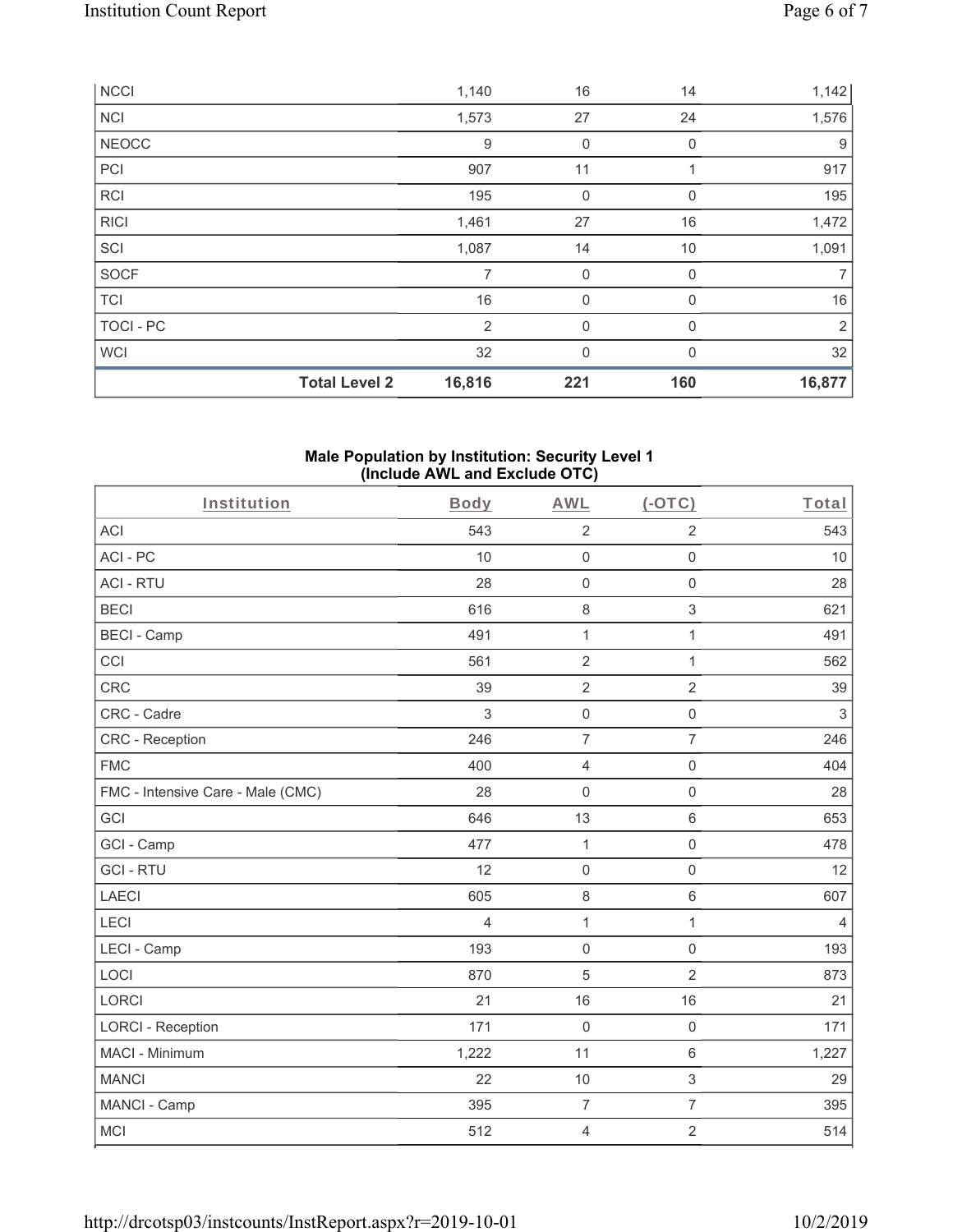| NCCI | | 1,140 | 16 | 14 | 1,142 |
|---|---|---|---|---|---|
| NCI | | 1,573 | 27 | 24 | 1,576 |
| NEOCC | | 9 | 0 | 0 | 9 |
| PCI | | 907 | 11 | 1 | 917 |
| RCI | | 195 | 0 | 0 | 195 |
| RICI | | 1,461 | 27 | 16 | 1,472 |
| SCI | | 1,087 | 14 | 10 | 1,091 |
| SOCF | | 7 | 0 | 0 | 7 |
| TCI | | 16 | 0 | 0 | 16 |
| TOCI - PC | | 2 | 0 | 0 | 2 |
| WCI | | 32 | 0 | 0 | 32 |
| | **Total Level 2** | **16,816** | **221** | **160** | **16,877** |

**Male Population by Institution: Security Level 1 (Include AWL and Exclude OTC)**

| Institution | Body | AWL | (-OTC) | Total |
|---|---|---|---|---|
| ACI | 543 | 2 | 2 | 543 |
| ACI - PC | 10 | 0 | 0 | 10 |
| ACI - RTU | 28 | 0 | 0 | 28 |
| BECI | 616 | 8 | 3 | 621 |
| BECI - Camp | 491 | 1 | 1 | 491 |
| CCI | 561 | 2 | 1 | 562 |
| CRC | 39 | 2 | 2 | 39 |
| CRC - Cadre | 3 | 0 | 0 | 3 |
| CRC - Reception | 246 | 7 | 7 | 246 |
| FMC | 400 | 4 | 0 | 404 |
| FMC - Intensive Care - Male (CMC) | 28 | 0 | 0 | 28 |
| GCI | 646 | 13 | 6 | 653 |
| GCI - Camp | 477 | 1 | 0 | 478 |
| GCI - RTU | 12 | 0 | 0 | 12 |
| LAECI | 605 | 8 | 6 | 607 |
| LECI | 4 | 1 | 1 | 4 |
| LECI - Camp | 193 | 0 | 0 | 193 |
| LOCI | 870 | 5 | 2 | 873 |
| LORCI | 21 | 16 | 16 | 21 |
| LORCI - Reception | 171 | 0 | 0 | 171 |
| MACI - Minimum | 1,222 | 11 | 6 | 1,227 |
| MANCI | 22 | 10 | 3 | 29 |
| MANCI - Camp | 395 | 7 | 7 | 395 |
| MCI | 512 | 4 | 2 | 514 |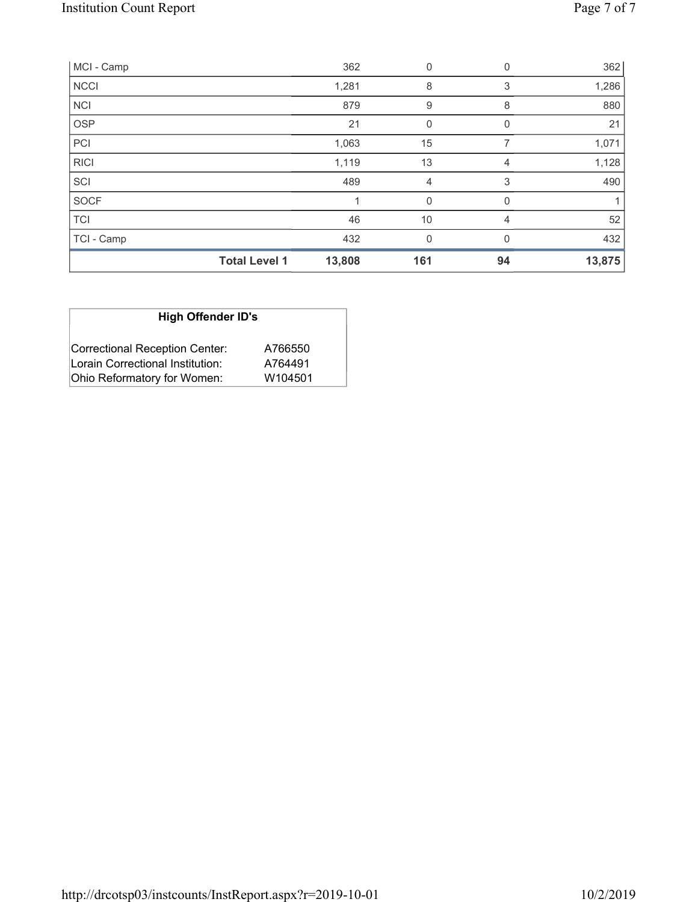| | | | | |
|---|---|---|---|---|
| MCI - Camp | 362 | 0 | 0 | 362 |
| NCCI | 1,281 | 8 | 3 | 1,286 |
| NCI | 879 | 9 | 8 | 880 |
| OSP | 21 | 0 | 0 | 21 |
| PCI | 1,063 | 15 | 7 | 1,071 |
| RICI | 1,119 | 13 | 4 | 1,128 |
| SCI | 489 | 4 | 3 | 490 |
| SOCF | 1 | 0 | 0 | 1 |
| TCI | 46 | 10 | 4 | 52 |
| TCI - Camp | 432 | 0 | 0 | 432 |
| **Total Level 1** | **13,808** | **161** | **94** | **13,875** |

| High Offender ID's | |
|---|---|
| Correctional Reception Center: | A766550 |
| Lorain Correctional Institution: | A764491 |
| Ohio Reformatory for Women: | W104501 |